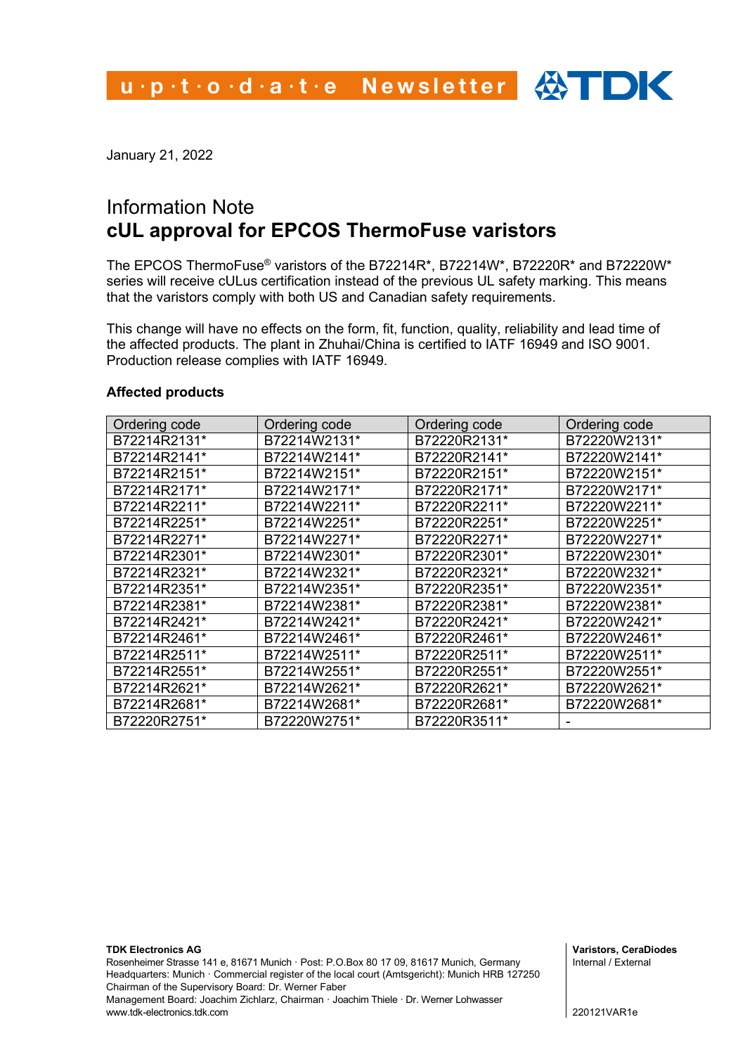u·p·t·o·d·a·t·e Newsletter

January 21, 2022

# Information Note
# cUL approval for EPCOS ThermoFuse varistors

The EPCOS ThermoFuse® varistors of the B72214R*, B72214W*, B72220R* and B72220W* series will receive cULus certification instead of the previous UL safety marking. This means that the varistors comply with both US and Canadian safety requirements.

This change will have no effects on the form, fit, function, quality, reliability and lead time of the affected products. The plant in Zhuhai/China is certified to IATF 16949 and ISO 9001. Production release complies with IATF 16949.

**Affected products**

| Ordering code | Ordering code | Ordering code | Ordering code |
|---|---|---|---|
| B72214R2131* | B72214W2131* | B72220R2131* | B72220W2131* |
| B72214R2141* | B72214W2141* | B72220R2141* | B72220W2141* |
| B72214R2151* | B72214W2151* | B72220R2151* | B72220W2151* |
| B72214R2171* | B72214W2171* | B72220R2171* | B72220W2171* |
| B72214R2211* | B72214W2211* | B72220R2211* | B72220W2211* |
| B72214R2251* | B72214W2251* | B72220R2251* | B72220W2251* |
| B72214R2271* | B72214W2271* | B72220R2271* | B72220W2271* |
| B72214R2301* | B72214W2301* | B72220R2301* | B72220W2301* |
| B72214R2321* | B72214W2321* | B72220R2321* | B72220W2321* |
| B72214R2351* | B72214W2351* | B72220R2351* | B72220W2351* |
| B72214R2381* | B72214W2381* | B72220R2381* | B72220W2381* |
| B72214R2421* | B72214W2421* | B72220R2421* | B72220W2421* |
| B72214R2461* | B72214W2461* | B72220R2461* | B72220W2461* |
| B72214R2511* | B72214W2511* | B72220R2511* | B72220W2511* |
| B72214R2551* | B72214W2551* | B72220R2551* | B72220W2551* |
| B72214R2621* | B72214W2621* | B72220R2621* | B72220W2621* |
| B72214R2681* | B72214W2681* | B72220R2681* | B72220W2681* |
| B72220R2751* | B72220W2751* | B72220R3511* | - |

**TDK Electronics AG**
Rosenheimer Strasse 141 e, 81671 Munich · Post: P.O.Box 80 17 09, 81617 Munich, Germany
Headquarters: Munich · Commercial register of the local court (Amtsgericht): Munich HRB 127250
Chairman of the Supervisory Board: Dr. Werner Faber
Management Board: Joachim Zichlarz, Chairman · Joachim Thiele · Dr. Werner Lohwasser
www.tdk-electronics.tdk.com

**Varistors, CeraDiodes**
Internal / External

220121VAR1e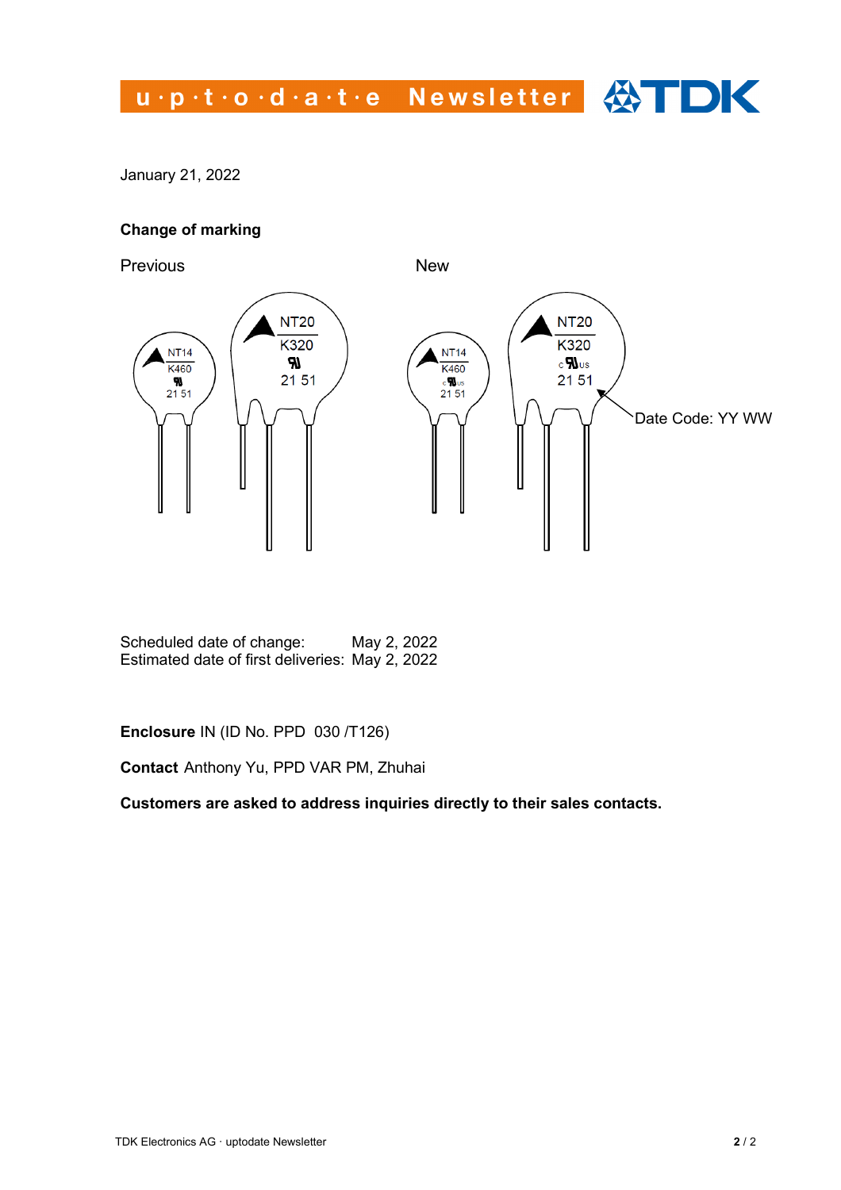January 21, 2022

**Change of marking**

Previous New

Date Code: YY WW

Scheduled date of change: May 2, 2022
Estimated date of first deliveries: May 2, 2022

**Enclosure** IN (ID No. PPD 030 /T126)

**Contact** Anthony Yu, PPD VAR PM, Zhuhai

**Customers are asked to address inquiries directly to their sales contacts.**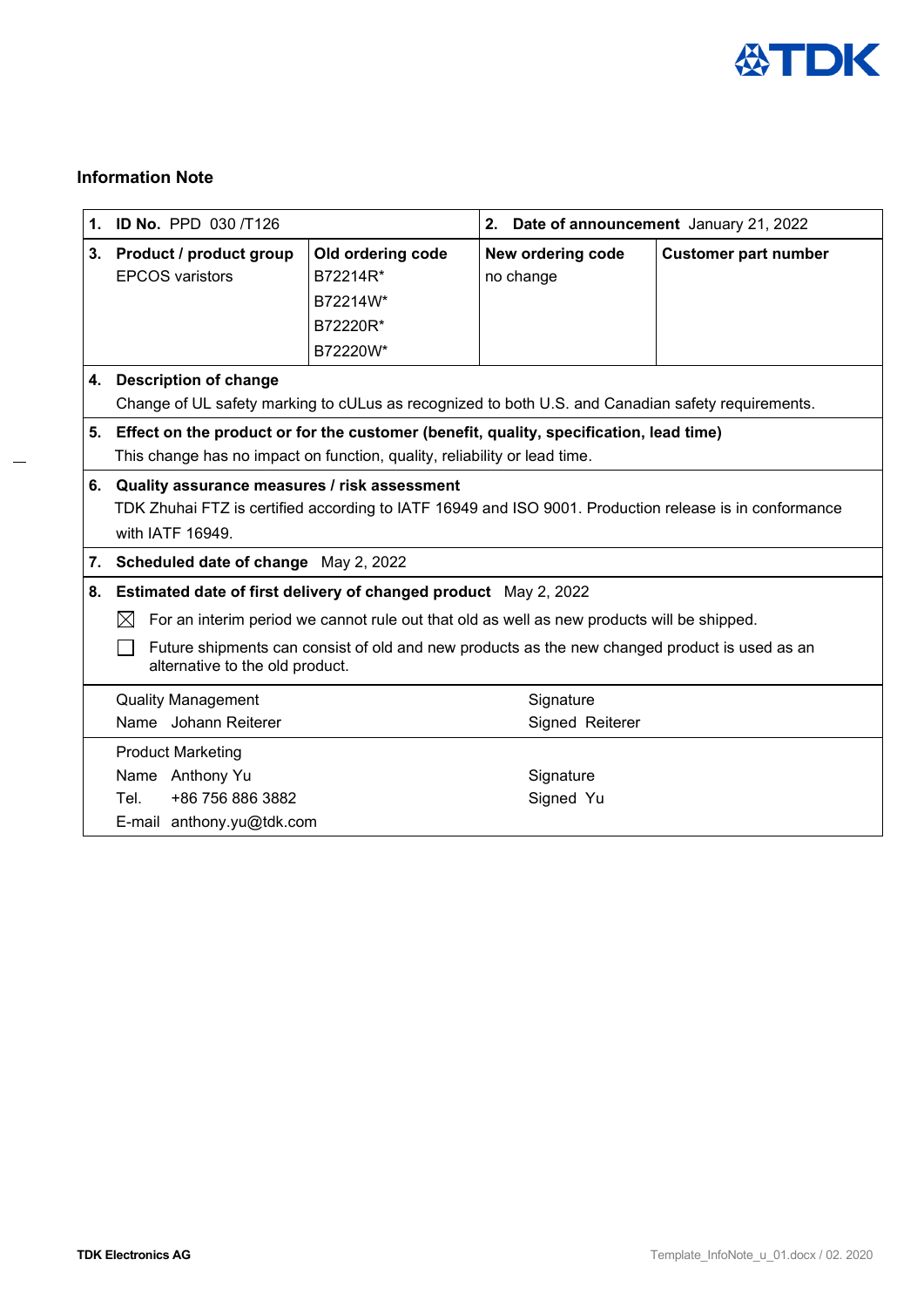## Information Note

| | | | |
|---|---|---|---|
| **1. ID No.** PPD 030 /T126 | | **2. Date of announcement** January 21, 2022 | |
| **3. Product / product group**<br>EPCOS varistors | **Old ordering code**<br>B72214R*<br>B72214W*<br>B72220R*<br>B72220W* | **New ordering code**<br>no change | **Customer part number** |

**4. Description of change**

Change of UL safety marking to cULus as recognized to both U.S. and Canadian safety requirements.

**5. Effect on the product or for the customer (benefit, quality, specification, lead time)**

This change has no impact on function, quality, reliability or lead time.

**6. Quality assurance measures / risk assessment**

TDK Zhuhai FTZ is certified according to IATF 16949 and ISO 9001. Production release is in conformance with IATF 16949.

**7. Scheduled date of change** May 2, 2022

**8. Estimated date of first delivery of changed product** May 2, 2022

- [x] For an interim period we cannot rule out that old as well as new products will be shipped.
- [ ] Future shipments can consist of old and new products as the new changed product is used as an alternative to the old product.

| | |
|---|---|
| Quality Management<br>Name Johann Reiterer | Signature<br>Signed Reiterer |
| Product Marketing<br>Name Anthony Yu<br>Tel. +86 756 886 3882<br>E-mail anthony.yu@tdk.com | Signature<br>Signed Yu |

TDK Electronics AG

Template_InfoNote_u_01.docx / 02. 2020